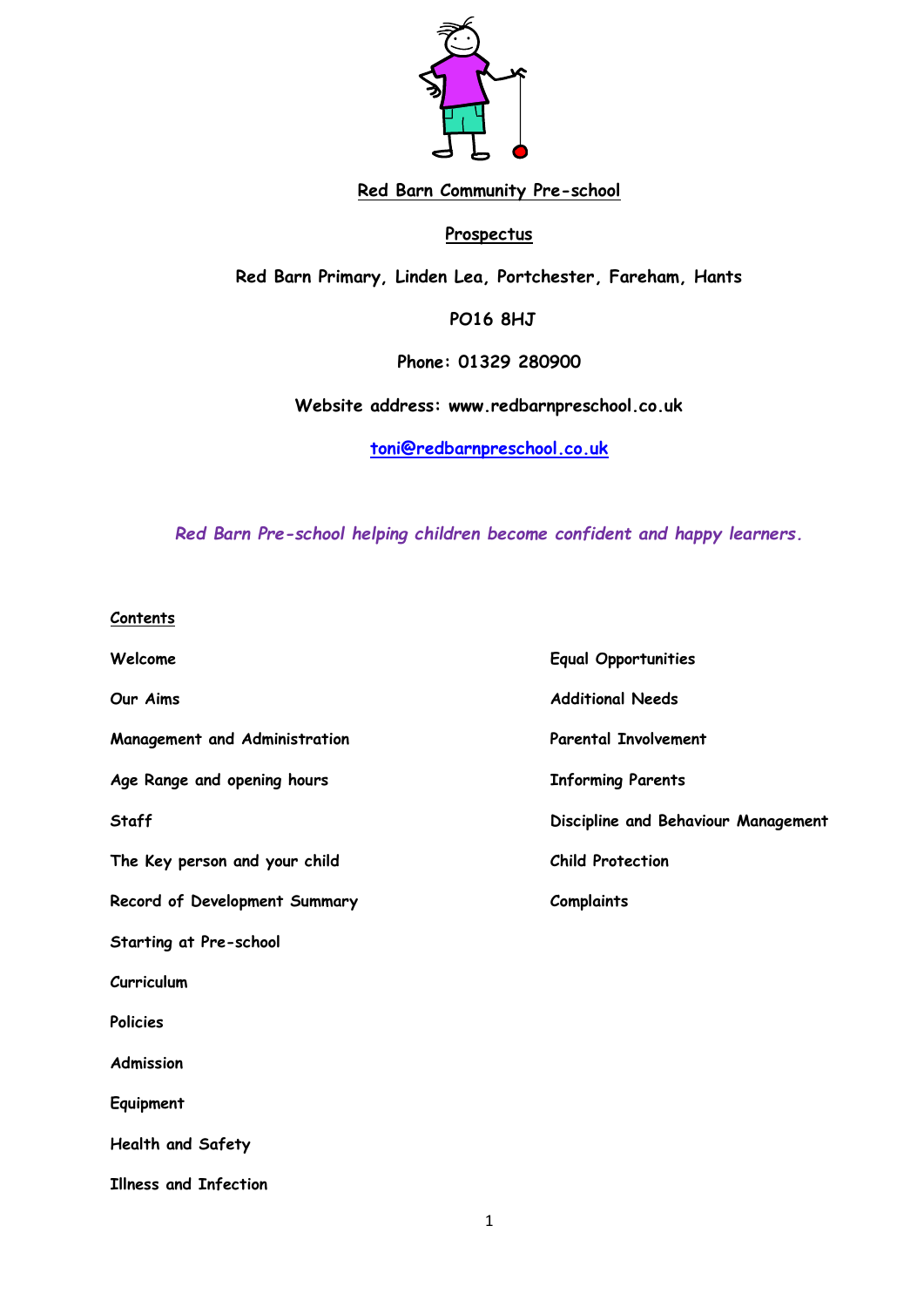# Red Barn Community Pre-school

## Prospectus

**Red Barn Primary, Linden Lea, Portchester, Fareham, Hants**

**PO16 8HJ**

**Phone: 01329 280900**

**Website address: www.redbarnpreschool.co.uk**

**toni@redbarnpreschool.co.uk**

*Red Barn Pre-school helping children become confident and happy learners.*

## Contents

- Welcome
- Our Aims
- Management and Administration
- Age Range and opening hours
- Staff
- The Key person and your child
- Record of Development Summary
- Starting at Pre-school
- Curriculum
- Policies
- Admission
- Equipment
- Health and Safety
- Illness and Infection
- Equal Opportunities
- Additional Needs
- Parental Involvement
- Informing Parents
- Discipline and Behaviour Management
- Child Protection
- Complaints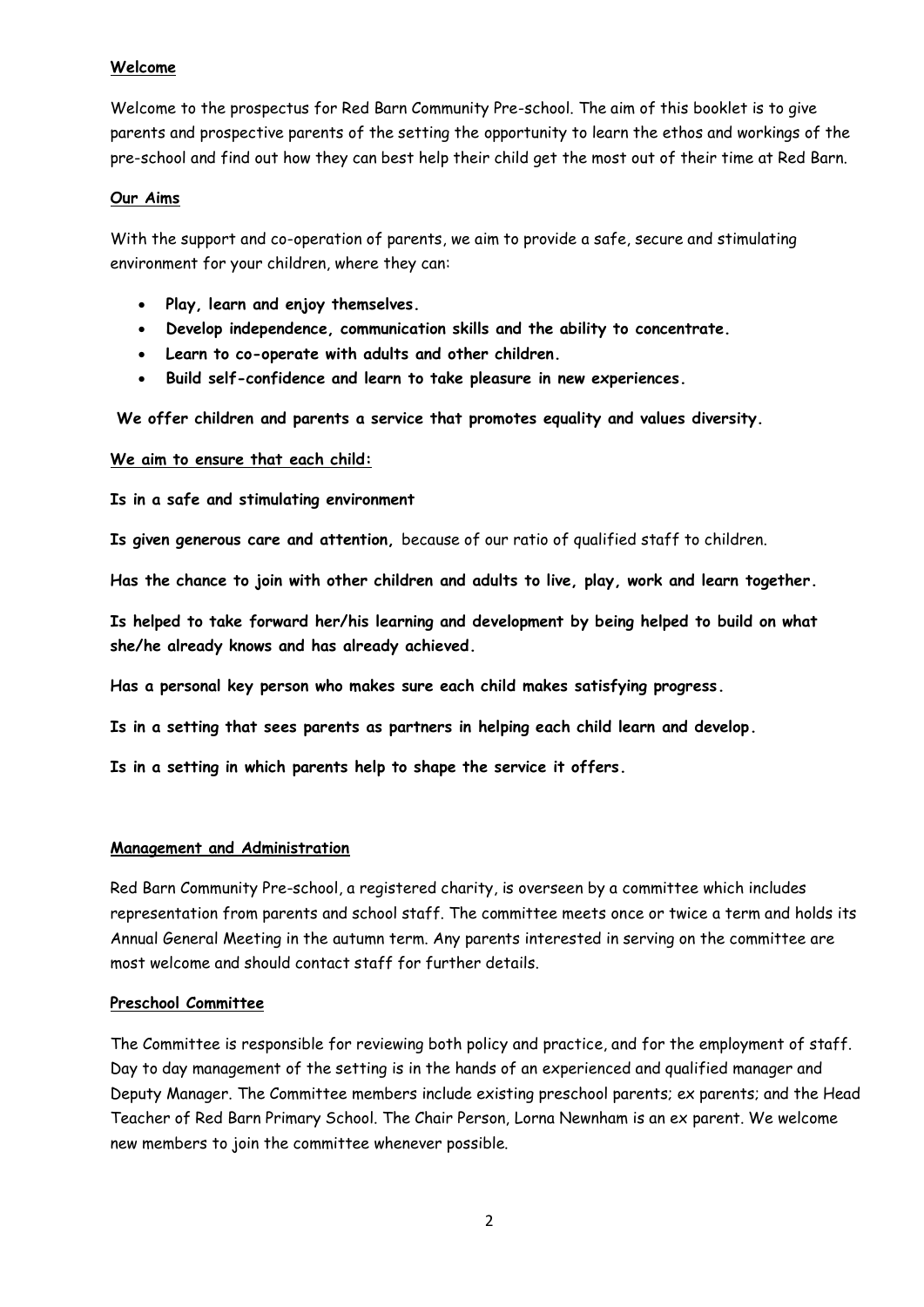## Welcome

Welcome to the prospectus for Red Barn Community Pre-school. The aim of this booklet is to give parents and prospective parents of the setting the opportunity to learn the ethos and workings of the pre-school and find out how they can best help their child get the most out of their time at Red Barn.

## Our Aims

With the support and co-operation of parents, we aim to provide a safe, secure and stimulating environment for your children, where they can:

- **Play, learn and enjoy themselves.**
- **Develop independence, communication skills and the ability to concentrate.**
- **Learn to co-operate with adults and other children.**
- **Build self-confidence and learn to take pleasure in new experiences.**

**We offer children and parents a service that promotes equality and values diversity.**

## We aim to ensure that each child:

**Is in a safe and stimulating environment**

**Is given generous care and attention,** because of our ratio of qualified staff to children.

**Has the chance to join with other children and adults to live, play, work and learn together.**

**Is helped to take forward her/his learning and development by being helped to build on what she/he already knows and has already achieved.**

**Has a personal key person who makes sure each child makes satisfying progress.**

**Is in a setting that sees parents as partners in helping each child learn and develop.**

**Is in a setting in which parents help to shape the service it offers.**

## Management and Administration

Red Barn Community Pre-school, a registered charity, is overseen by a committee which includes representation from parents and school staff. The committee meets once or twice a term and holds its Annual General Meeting in the autumn term. Any parents interested in serving on the committee are most welcome and should contact staff for further details.

## Preschool Committee

The Committee is responsible for reviewing both policy and practice, and for the employment of staff. Day to day management of the setting is in the hands of an experienced and qualified manager and Deputy Manager. The Committee members include existing preschool parents; ex parents; and the Head Teacher of Red Barn Primary School. The Chair Person, Lorna Newnham is an ex parent. We welcome new members to join the committee whenever possible.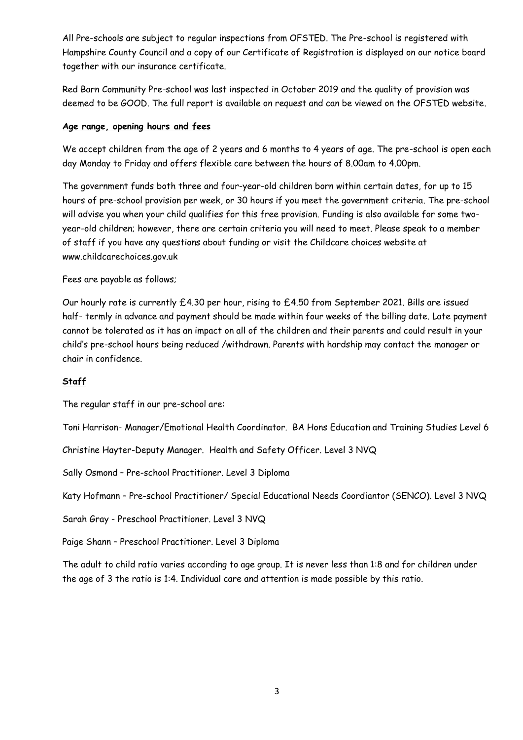All Pre-schools are subject to regular inspections from OFSTED. The Pre-school is registered with Hampshire County Council and a copy of our Certificate of Registration is displayed on our notice board together with our insurance certificate.

Red Barn Community Pre-school was last inspected in October 2019 and the quality of provision was deemed to be GOOD. The full report is available on request and can be viewed on the OFSTED website.

**Age range, opening hours and fees**

We accept children from the age of 2 years and 6 months to 4 years of age. The pre-school is open each day Monday to Friday and offers flexible care between the hours of 8.00am to 4.00pm.

The government funds both three and four-year-old children born within certain dates, for up to 15 hours of pre-school provision per week, or 30 hours if you meet the government criteria. The pre-school will advise you when your child qualifies for this free provision. Funding is also available for some two-year-old children; however, there are certain criteria you will need to meet. Please speak to a member of staff if you have any questions about funding or visit the Childcare choices website at www.childcarechoices.gov.uk

Fees are payable as follows;

Our hourly rate is currently £4.30 per hour, rising to £4.50 from September 2021. Bills are issued half- termly in advance and payment should be made within four weeks of the billing date. Late payment cannot be tolerated as it has an impact on all of the children and their parents and could result in your child's pre-school hours being reduced /withdrawn. Parents with hardship may contact the manager or chair in confidence.

**Staff**

The regular staff in our pre-school are:

Toni Harrison- Manager/Emotional Health Coordinator. BA Hons Education and Training Studies Level 6

Christine Hayter-Deputy Manager. Health and Safety Officer. Level 3 NVQ

Sally Osmond – Pre-school Practitioner. Level 3 Diploma

Katy Hofmann – Pre-school Practitioner/ Special Educational Needs Coordiantor (SENCO). Level 3 NVQ

Sarah Gray - Preschool Practitioner. Level 3 NVQ

Paige Shann – Preschool Practitioner. Level 3 Diploma

The adult to child ratio varies according to age group. It is never less than 1:8 and for children under the age of 3 the ratio is 1:4. Individual care and attention is made possible by this ratio.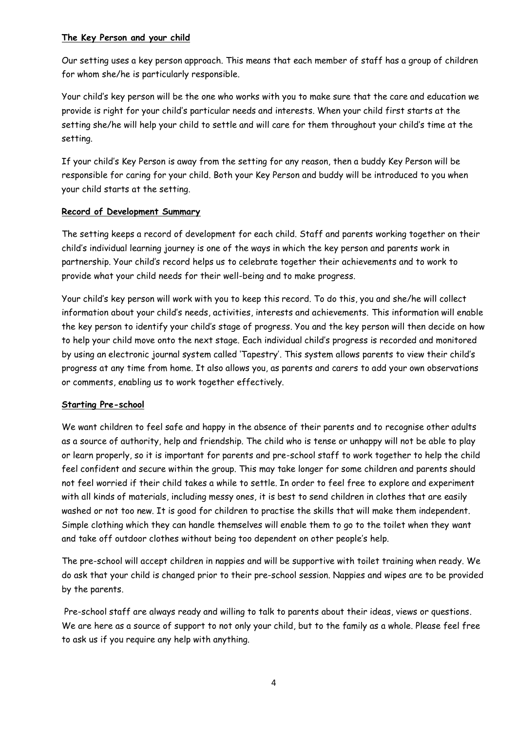## The Key Person and your child

Our setting uses a key person approach. This means that each member of staff has a group of children for whom she/he is particularly responsible.

Your child's key person will be the one who works with you to make sure that the care and education we provide is right for your child's particular needs and interests. When your child first starts at the setting she/he will help your child to settle and will care for them throughout your child's time at the setting.

If your child's Key Person is away from the setting for any reason, then a buddy Key Person will be responsible for caring for your child. Both your Key Person and buddy will be introduced to you when your child starts at the setting.

## Record of Development Summary

The setting keeps a record of development for each child. Staff and parents working together on their child's individual learning journey is one of the ways in which the key person and parents work in partnership. Your child's record helps us to celebrate together their achievements and to work to provide what your child needs for their well-being and to make progress.

Your child's key person will work with you to keep this record. To do this, you and she/he will collect information about your child's needs, activities, interests and achievements. This information will enable the key person to identify your child's stage of progress. You and the key person will then decide on how to help your child move onto the next stage. Each individual child's progress is recorded and monitored by using an electronic journal system called 'Tapestry'. This system allows parents to view their child's progress at any time from home. It also allows you, as parents and carers to add your own observations or comments, enabling us to work together effectively.

## Starting Pre-school

We want children to feel safe and happy in the absence of their parents and to recognise other adults as a source of authority, help and friendship. The child who is tense or unhappy will not be able to play or learn properly, so it is important for parents and pre-school staff to work together to help the child feel confident and secure within the group. This may take longer for some children and parents should not feel worried if their child takes a while to settle. In order to feel free to explore and experiment with all kinds of materials, including messy ones, it is best to send children in clothes that are easily washed or not too new. It is good for children to practise the skills that will make them independent. Simple clothing which they can handle themselves will enable them to go to the toilet when they want and take off outdoor clothes without being too dependent on other people's help.

The pre-school will accept children in nappies and will be supportive with toilet training when ready. We do ask that your child is changed prior to their pre-school session. Nappies and wipes are to be provided by the parents.

Pre-school staff are always ready and willing to talk to parents about their ideas, views or questions. We are here as a source of support to not only your child, but to the family as a whole. Please feel free to ask us if you require any help with anything.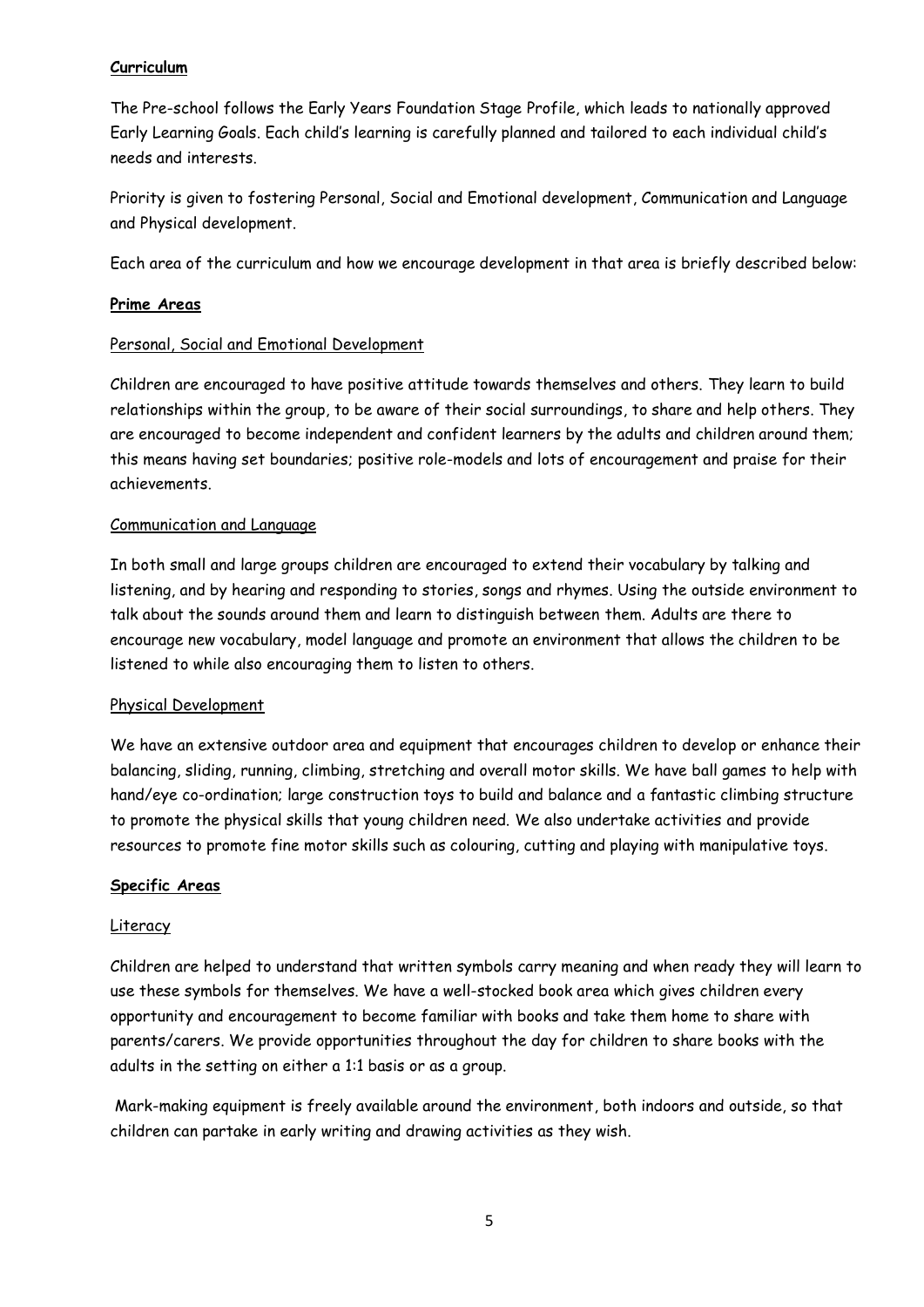**Curriculum**

The Pre-school follows the Early Years Foundation Stage Profile, which leads to nationally approved Early Learning Goals. Each child's learning is carefully planned and tailored to each individual child's needs and interests.

Priority is given to fostering Personal, Social and Emotional development, Communication and Language and Physical development.

Each area of the curriculum and how we encourage development in that area is briefly described below:

**Prime Areas**

Personal, Social and Emotional Development

Children are encouraged to have positive attitude towards themselves and others. They learn to build relationships within the group, to be aware of their social surroundings, to share and help others. They are encouraged to become independent and confident learners by the adults and children around them; this means having set boundaries; positive role-models and lots of encouragement and praise for their achievements.

Communication and Language

In both small and large groups children are encouraged to extend their vocabulary by talking and listening, and by hearing and responding to stories, songs and rhymes. Using the outside environment to talk about the sounds around them and learn to distinguish between them. Adults are there to encourage new vocabulary, model language and promote an environment that allows the children to be listened to while also encouraging them to listen to others.

Physical Development

We have an extensive outdoor area and equipment that encourages children to develop or enhance their balancing, sliding, running, climbing, stretching and overall motor skills. We have ball games to help with hand/eye co-ordination; large construction toys to build and balance and a fantastic climbing structure to promote the physical skills that young children need. We also undertake activities and provide resources to promote fine motor skills such as colouring, cutting and playing with manipulative toys.

**Specific Areas**

Literacy

Children are helped to understand that written symbols carry meaning and when ready they will learn to use these symbols for themselves. We have a well-stocked book area which gives children every opportunity and encouragement to become familiar with books and take them home to share with parents/carers. We provide opportunities throughout the day for children to share books with the adults in the setting on either a 1:1 basis or as a group.

Mark-making equipment is freely available around the environment, both indoors and outside, so that children can partake in early writing and drawing activities as they wish.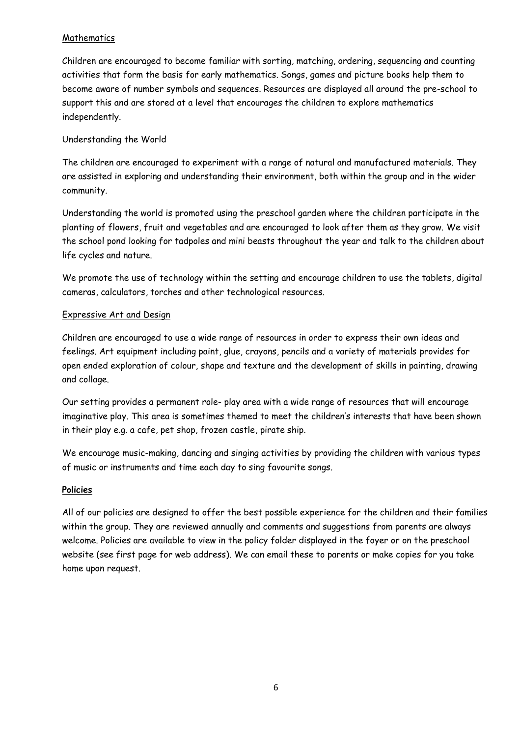Mathematics

Children are encouraged to become familiar with sorting, matching, ordering, sequencing and counting activities that form the basis for early mathematics. Songs, games and picture books help them to become aware of number symbols and sequences. Resources are displayed all around the pre-school to support this and are stored at a level that encourages the children to explore mathematics independently.

Understanding the World

The children are encouraged to experiment with a range of natural and manufactured materials. They are assisted in exploring and understanding their environment, both within the group and in the wider community.

Understanding the world is promoted using the preschool garden where the children participate in the planting of flowers, fruit and vegetables and are encouraged to look after them as they grow. We visit the school pond looking for tadpoles and mini beasts throughout the year and talk to the children about life cycles and nature.

We promote the use of technology within the setting and encourage children to use the tablets, digital cameras, calculators, torches and other technological resources.

Expressive Art and Design

Children are encouraged to use a wide range of resources in order to express their own ideas and feelings. Art equipment including paint, glue, crayons, pencils and a variety of materials provides for open ended exploration of colour, shape and texture and the development of skills in painting, drawing and collage.

Our setting provides a permanent role- play area with a wide range of resources that will encourage imaginative play. This area is sometimes themed to meet the children's interests that have been shown in their play e.g. a cafe, pet shop, frozen castle, pirate ship.

We encourage music-making, dancing and singing activities by providing the children with various types of music or instruments and time each day to sing favourite songs.

**Policies**

All of our policies are designed to offer the best possible experience for the children and their families within the group. They are reviewed annually and comments and suggestions from parents are always welcome. Policies are available to view in the policy folder displayed in the foyer or on the preschool website (see first page for web address). We can email these to parents or make copies for you take home upon request.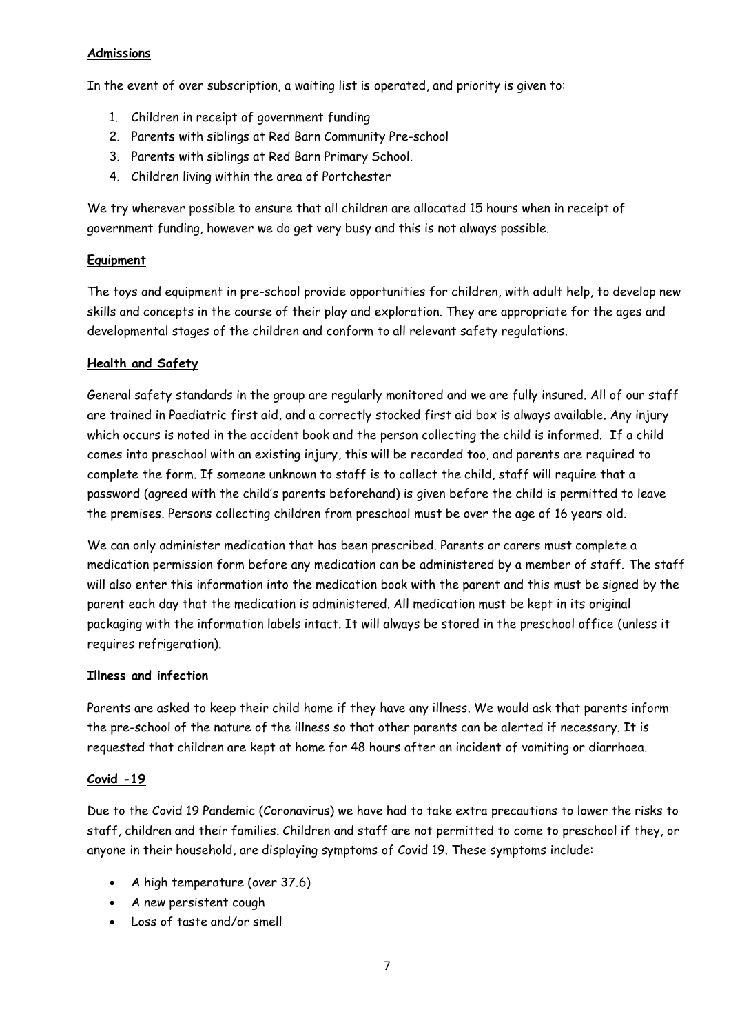## Admissions

In the event of over subscription, a waiting list is operated, and priority is given to:

1. Children in receipt of government funding
2. Parents with siblings at Red Barn Community Pre-school
3. Parents with siblings at Red Barn Primary School.
4. Children living within the area of Portchester

We try wherever possible to ensure that all children are allocated 15 hours when in receipt of government funding, however we do get very busy and this is not always possible.

## Equipment

The toys and equipment in pre-school provide opportunities for children, with adult help, to develop new skills and concepts in the course of their play and exploration. They are appropriate for the ages and developmental stages of the children and conform to all relevant safety regulations.

## Health and Safety

General safety standards in the group are regularly monitored and we are fully insured. All of our staff are trained in Paediatric first aid, and a correctly stocked first aid box is always available. Any injury which occurs is noted in the accident book and the person collecting the child is informed. If a child comes into preschool with an existing injury, this will be recorded too, and parents are required to complete the form. If someone unknown to staff is to collect the child, staff will require that a password (agreed with the child's parents beforehand) is given before the child is permitted to leave the premises. Persons collecting children from preschool must be over the age of 16 years old.

We can only administer medication that has been prescribed. Parents or carers must complete a medication permission form before any medication can be administered by a member of staff. The staff will also enter this information into the medication book with the parent and this must be signed by the parent each day that the medication is administered. All medication must be kept in its original packaging with the information labels intact. It will always be stored in the preschool office (unless it requires refrigeration).

## Illness and infection

Parents are asked to keep their child home if they have any illness. We would ask that parents inform the pre-school of the nature of the illness so that other parents can be alerted if necessary. It is requested that children are kept at home for 48 hours after an incident of vomiting or diarrhoea.

## Covid -19

Due to the Covid 19 Pandemic (Coronavirus) we have had to take extra precautions to lower the risks to staff, children and their families. Children and staff are not permitted to come to preschool if they, or anyone in their household, are displaying symptoms of Covid 19. These symptoms include:

- A high temperature (over 37.6)
- A new persistent cough
- Loss of taste and/or smell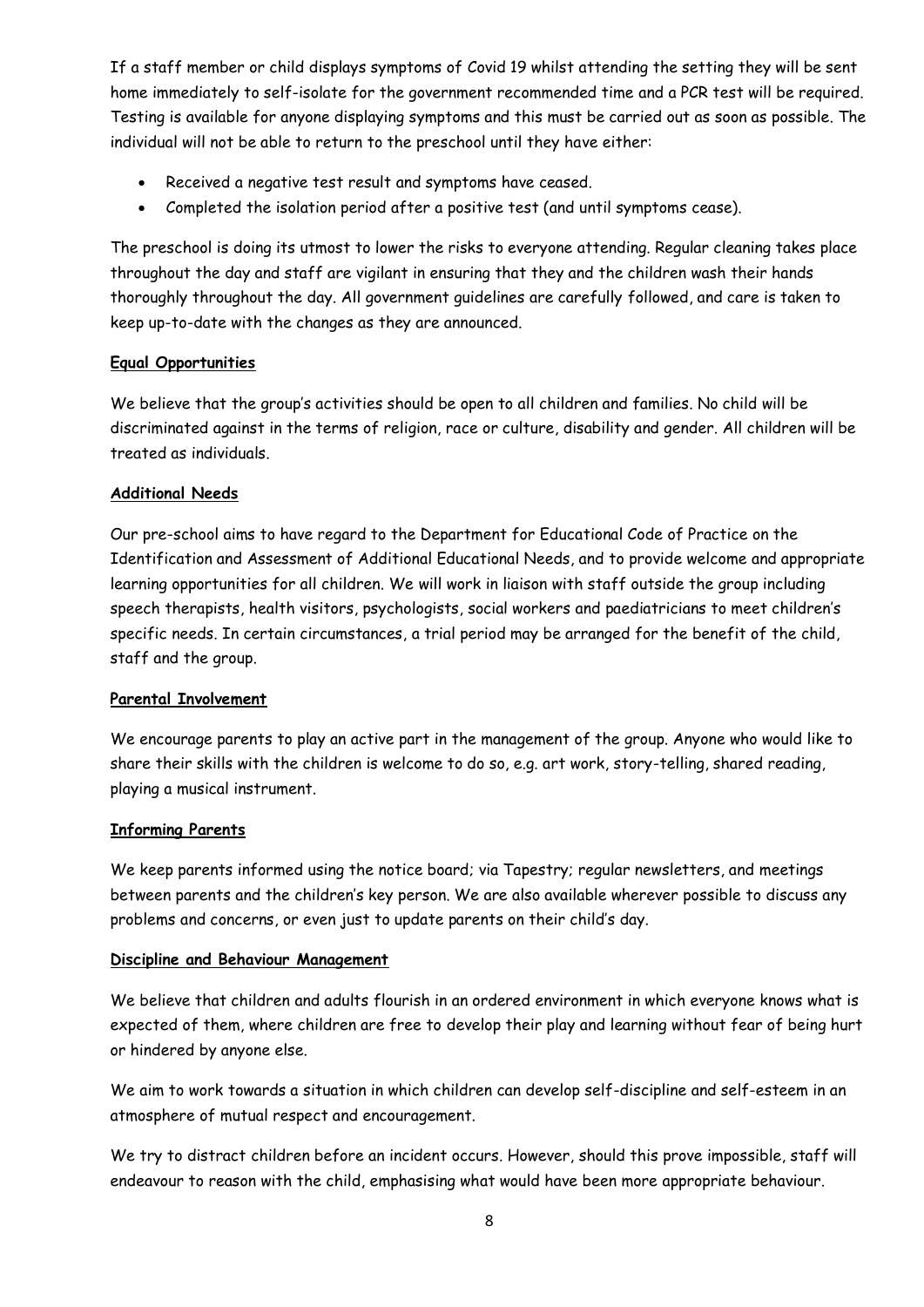If a staff member or child displays symptoms of Covid 19 whilst attending the setting they will be sent home immediately to self-isolate for the government recommended time and a PCR test will be required. Testing is available for anyone displaying symptoms and this must be carried out as soon as possible. The individual will not be able to return to the preschool until they have either:

- Received a negative test result and symptoms have ceased.
- Completed the isolation period after a positive test (and until symptoms cease).

The preschool is doing its utmost to lower the risks to everyone attending. Regular cleaning takes place throughout the day and staff are vigilant in ensuring that they and the children wash their hands thoroughly throughout the day. All government guidelines are carefully followed, and care is taken to keep up-to-date with the changes as they are announced.

**Equal Opportunities**

We believe that the group's activities should be open to all children and families. No child will be discriminated against in the terms of religion, race or culture, disability and gender. All children will be treated as individuals.

**Additional Needs**

Our pre-school aims to have regard to the Department for Educational Code of Practice on the Identification and Assessment of Additional Educational Needs, and to provide welcome and appropriate learning opportunities for all children. We will work in liaison with staff outside the group including speech therapists, health visitors, psychologists, social workers and paediatricians to meet children's specific needs. In certain circumstances, a trial period may be arranged for the benefit of the child, staff and the group.

**Parental Involvement**

We encourage parents to play an active part in the management of the group. Anyone who would like to share their skills with the children is welcome to do so, e.g. art work, story-telling, shared reading, playing a musical instrument.

**Informing Parents**

We keep parents informed using the notice board; via Tapestry; regular newsletters, and meetings between parents and the children's key person. We are also available wherever possible to discuss any problems and concerns, or even just to update parents on their child's day.

**Discipline and Behaviour Management**

We believe that children and adults flourish in an ordered environment in which everyone knows what is expected of them, where children are free to develop their play and learning without fear of being hurt or hindered by anyone else.

We aim to work towards a situation in which children can develop self-discipline and self-esteem in an atmosphere of mutual respect and encouragement.

We try to distract children before an incident occurs. However, should this prove impossible, staff will endeavour to reason with the child, emphasising what would have been more appropriate behaviour.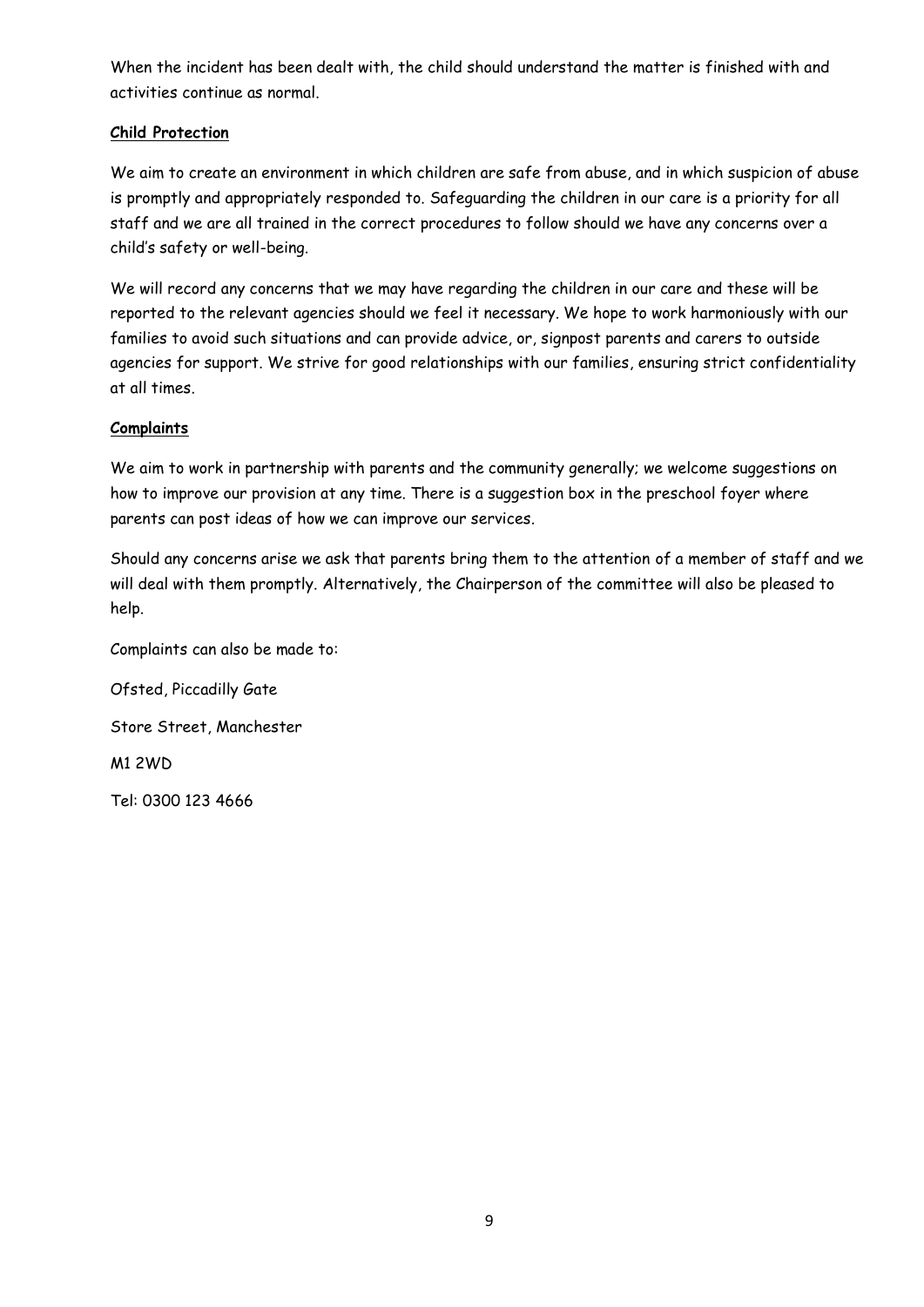When the incident has been dealt with, the child should understand the matter is finished with and activities continue as normal.

**Child Protection**

We aim to create an environment in which children are safe from abuse, and in which suspicion of abuse is promptly and appropriately responded to. Safeguarding the children in our care is a priority for all staff and we are all trained in the correct procedures to follow should we have any concerns over a child's safety or well-being.

We will record any concerns that we may have regarding the children in our care and these will be reported to the relevant agencies should we feel it necessary. We hope to work harmoniously with our families to avoid such situations and can provide advice, or, signpost parents and carers to outside agencies for support. We strive for good relationships with our families, ensuring strict confidentiality at all times.

**Complaints**

We aim to work in partnership with parents and the community generally; we welcome suggestions on how to improve our provision at any time. There is a suggestion box in the preschool foyer where parents can post ideas of how we can improve our services.

Should any concerns arise we ask that parents bring them to the attention of a member of staff and we will deal with them promptly. Alternatively, the Chairperson of the committee will also be pleased to help.

Complaints can also be made to:

Ofsted, Piccadilly Gate

Store Street, Manchester

M1 2WD

Tel: 0300 123 4666